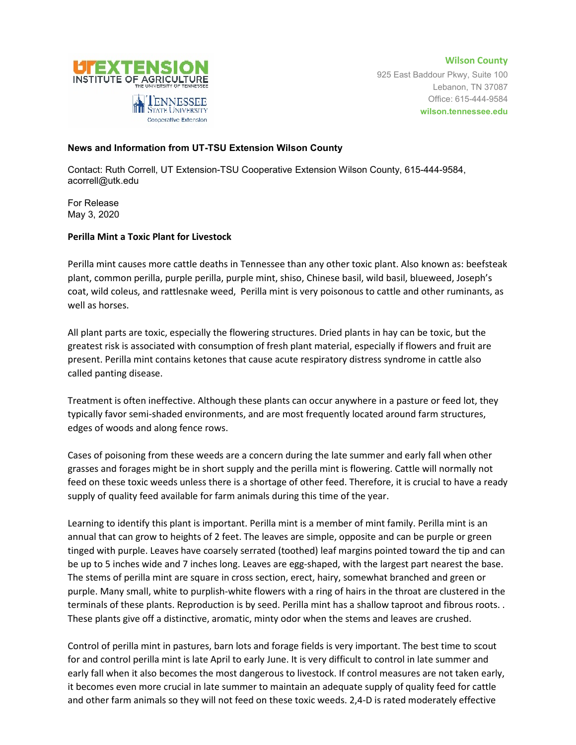Wilson County
925 East Baddour Pkwy, Suite 100
Lebanon, TN 37087
Office: 615-444-9584
**wilson.tennessee.edu**

**News and Information from UT-TSU Extension Wilson County**

Contact: Ruth Correll, UT Extension-TSU Cooperative Extension Wilson County, 615-444-9584, acorrell@utk.edu

For Release
May 3, 2020

**Perilla Mint a Toxic Plant for Livestock**

Perilla mint causes more cattle deaths in Tennessee than any other toxic plant. Also known as: beefsteak plant, common perilla, purple perilla, purple mint, shiso, Chinese basil, wild basil, blueweed, Joseph's coat, wild coleus, and rattlesnake weed, Perilla mint is very poisonous to cattle and other ruminants, as well as horses.

All plant parts are toxic, especially the flowering structures. Dried plants in hay can be toxic, but the greatest risk is associated with consumption of fresh plant material, especially if flowers and fruit are present. Perilla mint contains ketones that cause acute respiratory distress syndrome in cattle also called panting disease.

Treatment is often ineffective. Although these plants can occur anywhere in a pasture or feed lot, they typically favor semi-shaded environments, and are most frequently located around farm structures, edges of woods and along fence rows.

Cases of poisoning from these weeds are a concern during the late summer and early fall when other grasses and forages might be in short supply and the perilla mint is flowering. Cattle will normally not feed on these toxic weeds unless there is a shortage of other feed. Therefore, it is crucial to have a ready supply of quality feed available for farm animals during this time of the year.

Learning to identify this plant is important. Perilla mint is a member of mint family. Perilla mint is an annual that can grow to heights of 2 feet. The leaves are simple, opposite and can be purple or green tinged with purple. Leaves have coarsely serrated (toothed) leaf margins pointed toward the tip and can be up to 5 inches wide and 7 inches long. Leaves are egg-shaped, with the largest part nearest the base. The stems of perilla mint are square in cross section, erect, hairy, somewhat branched and green or purple. Many small, white to purplish-white flowers with a ring of hairs in the throat are clustered in the terminals of these plants. Reproduction is by seed. Perilla mint has a shallow taproot and fibrous roots. . These plants give off a distinctive, aromatic, minty odor when the stems and leaves are crushed.

Control of perilla mint in pastures, barn lots and forage fields is very important. The best time to scout for and control perilla mint is late April to early June. It is very difficult to control in late summer and early fall when it also becomes the most dangerous to livestock. If control measures are not taken early, it becomes even more crucial in late summer to maintain an adequate supply of quality feed for cattle and other farm animals so they will not feed on these toxic weeds. 2,4-D is rated moderately effective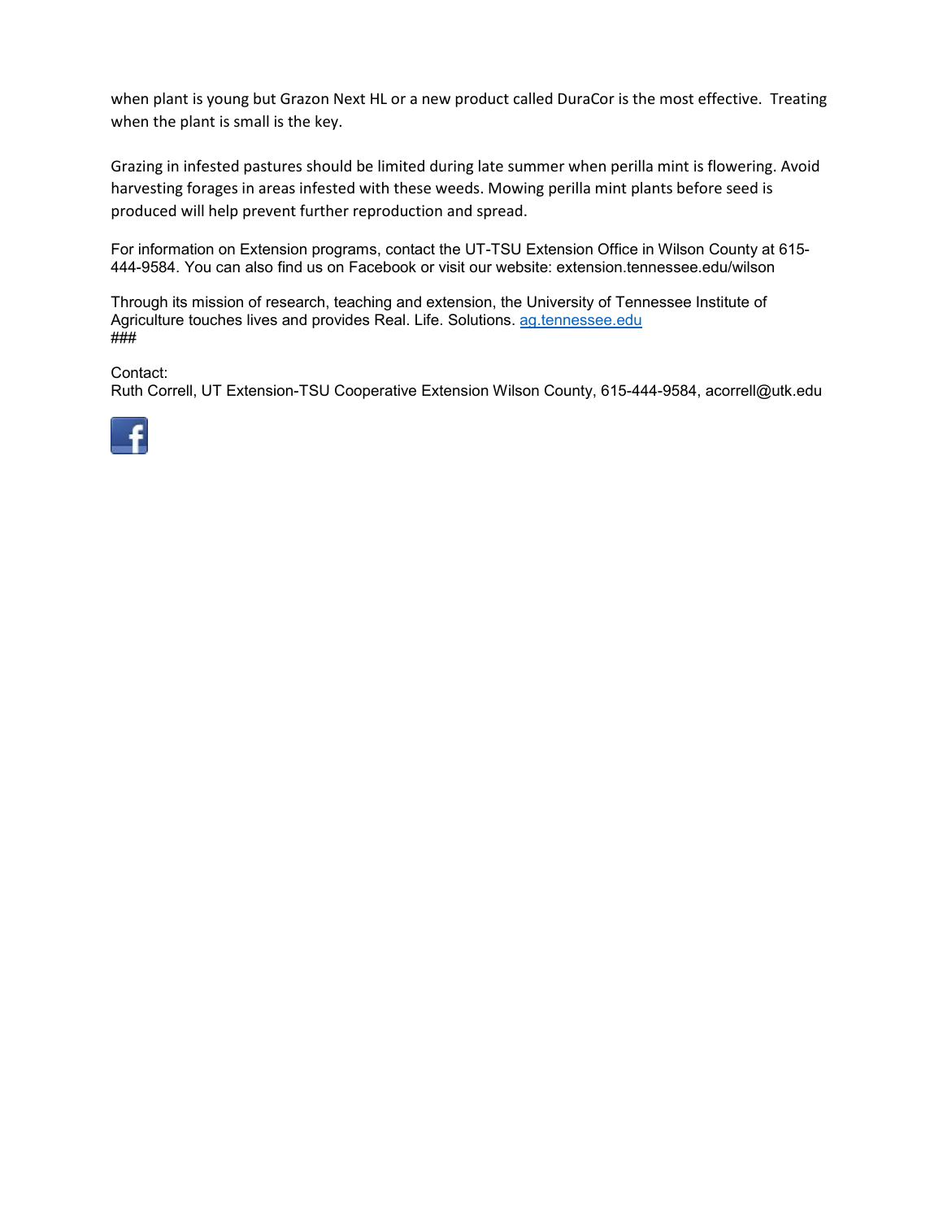when plant is young but Grazon Next HL or a new product called DuraCor is the most effective. Treating when the plant is small is the key.

Grazing in infested pastures should be limited during late summer when perilla mint is flowering. Avoid harvesting forages in areas infested with these weeds. Mowing perilla mint plants before seed is produced will help prevent further reproduction and spread.

For information on Extension programs, contact the UT-TSU Extension Office in Wilson County at 615-444-9584. You can also find us on Facebook or visit our website: extension.tennessee.edu/wilson

Through its mission of research, teaching and extension, the University of Tennessee Institute of Agriculture touches lives and provides Real. Life. Solutions. ag.tennessee.edu
###

Contact:
Ruth Correll, UT Extension-TSU Cooperative Extension Wilson County, 615-444-9584, acorrell@utk.edu